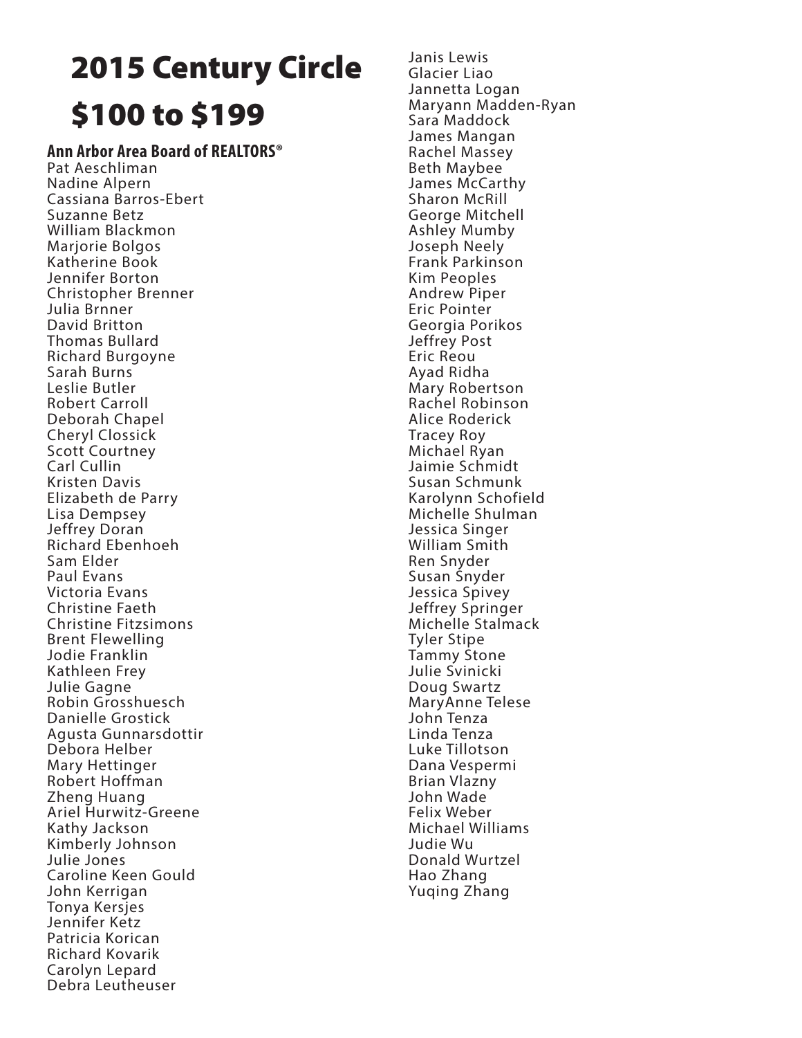# 2015 Century Circle

# $100 to $199

**Ann Arbor Area Board of REALTORS®**

Pat Aeschliman
Nadine Alpern
Cassiana Barros-Ebert
Suzanne Betz
William Blackmon
Marjorie Bolgos
Katherine Book
Jennifer Borton
Christopher Brenner
Julia Brnner
David Britton
Thomas Bullard
Richard Burgoyne
Sarah Burns
Leslie Butler
Robert Carroll
Deborah Chapel
Cheryl Clossick
Scott Courtney
Carl Cullin
Kristen Davis
Elizabeth de Parry
Lisa Dempsey
Jeffrey Doran
Richard Ebenhoeh
Sam Elder
Paul Evans
Victoria Evans
Christine Faeth
Christine Fitzsimons
Brent Flewelling
Jodie Franklin
Kathleen Frey
Julie Gagne
Robin Grosshuesch
Danielle Grostick
Agusta Gunnarsdottir
Debora Helber
Mary Hettinger
Robert Hoffman
Zheng Huang
Ariel Hurwitz-Greene
Kathy Jackson
Kimberly Johnson
Julie Jones
Caroline Keen Gould
John Kerrigan
Tonya Kersjes
Jennifer Ketz
Patricia Korican
Richard Kovarik
Carolyn Lepard
Debra Leutheuser
Janis Lewis
Glacier Liao
Jannetta Logan
Maryann Madden-Ryan
Sara Maddock
James Mangan
Rachel Massey
Beth Maybee
James McCarthy
Sharon McRill
George Mitchell
Ashley Mumby
Joseph Neely
Frank Parkinson
Kim Peoples
Andrew Piper
Eric Pointer
Georgia Porikos
Jeffrey Post
Eric Reou
Ayad Ridha
Mary Robertson
Rachel Robinson
Alice Roderick
Tracey Roy
Michael Ryan
Jaimie Schmidt
Susan Schmunk
Karolynn Schofield
Michelle Shulman
Jessica Singer
William Smith
Ren Snyder
Susan Snyder
Jessica Spivey
Jeffrey Springer
Michelle Stalmack
Tyler Stipe
Tammy Stone
Julie Svinicki
Doug Swartz
MaryAnne Telese
John Tenza
Linda Tenza
Luke Tillotson
Dana Vespermi
Brian Vlazny
John Wade
Felix Weber
Michael Williams
Judie Wu
Donald Wurtzel
Hao Zhang
Yuqing Zhang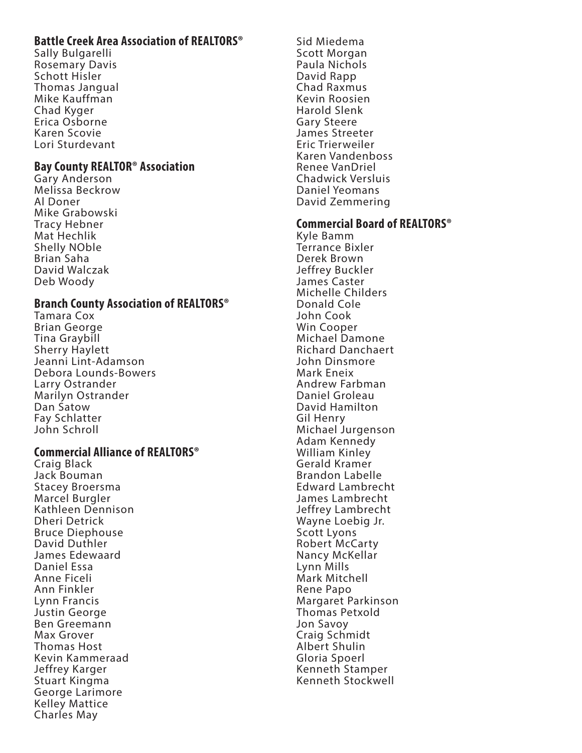### Battle Creek Area Association of REALTORS®

Sally Bulgarelli
Rosemary Davis
Schott Hisler
Thomas Jangual
Mike Kauffman
Chad Kyger
Erica Osborne
Karen Scovie
Lori Sturdevant

### Bay County REALTOR® Association

Gary Anderson
Melissa Beckrow
Al Doner
Mike Grabowski
Tracy Hebner
Mat Hechlik
Shelly NOble
Brian Saha
David Walczak
Deb Woody

### Branch County Association of REALTORS®

Tamara Cox
Brian George
Tina Graybill
Sherry Haylett
Jeanni Lint-Adamson
Debora Lounds-Bowers
Larry Ostrander
Marilyn Ostrander
Dan Satow
Fay Schlatter
John Schroll

### Commercial Alliance of REALTORS®

Craig Black
Jack Bouman
Stacey Broersma
Marcel Burgler
Kathleen Dennison
Dheri Detrick
Bruce Diephouse
David Duthler
James Edewaard
Daniel Essa
Anne Ficeli
Ann Finkler
Lynn Francis
Justin George
Ben Greemann
Max Grover
Thomas Host
Kevin Kammeraad
Jeffrey Karger
Stuart Kingma
George Larimore
Kelley Mattice
Charles May
Sid Miedema
Scott Morgan
Paula Nichols
David Rapp
Chad Raxmus
Kevin Roosien
Harold Slenk
Gary Steere
James Streeter
Eric Trierweiler
Karen Vandenboss
Renee VanDriel
Chadwick Versluis
Daniel Yeomans
David Zemmering

### Commercial Board of REALTORS®

Kyle Bamm
Terrance Bixler
Derek Brown
Jeffrey Buckler
James Caster
Michelle Childers
Donald Cole
John Cook
Win Cooper
Michael Damone
Richard Danchaert
John Dinsmore
Mark Eneix
Andrew Farbman
Daniel Groleau
David Hamilton
Gil Henry
Michael Jurgenson
Adam Kennedy
William Kinley
Gerald Kramer
Brandon Labelle
Edward Lambrecht
James Lambrecht
Jeffrey Lambrecht
Wayne Loebig Jr.
Scott Lyons
Robert McCarty
Nancy McKellar
Lynn Mills
Mark Mitchell
Rene Papo
Margaret Parkinson
Thomas Petxold
Jon Savoy
Craig Schmidt
Albert Shulin
Gloria Spoerl
Kenneth Stamper
Kenneth Stockwell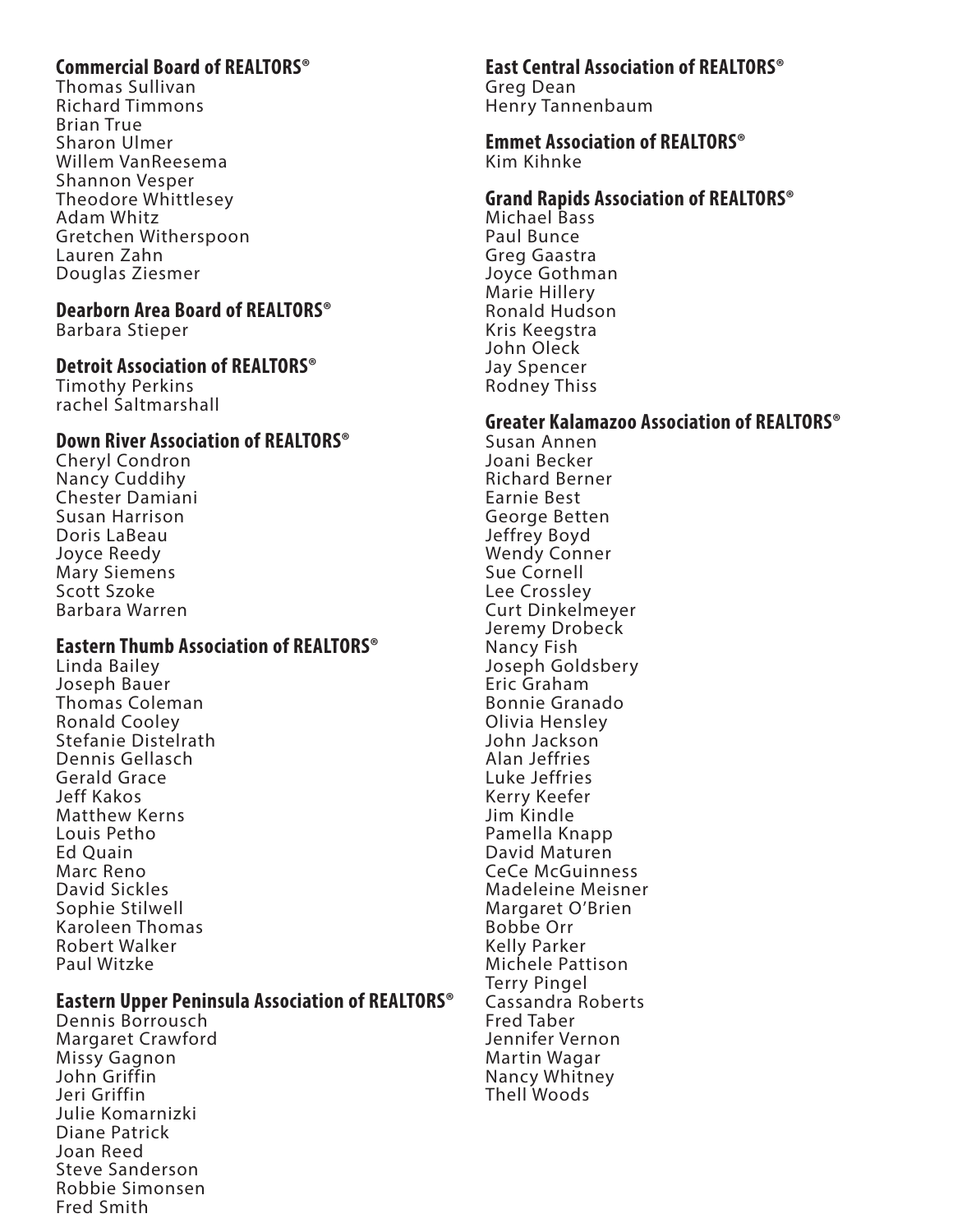**Commercial Board of REALTORS®**
Thomas Sullivan
Richard Timmons
Brian True
Sharon Ulmer
Willem VanReesema
Shannon Vesper
Theodore Whittlesey
Adam Whitz
Gretchen Witherspoon
Lauren Zahn
Douglas Ziesmer

**Dearborn Area Board of REALTORS®**
Barbara Stieper

**Detroit Association of REALTORS®**
Timothy Perkins
rachel Saltmarshall

**Down River Association of REALTORS®**
Cheryl Condron
Nancy Cuddihy
Chester Damiani
Susan Harrison
Doris LaBeau
Joyce Reedy
Mary Siemens
Scott Szoke
Barbara Warren

**Eastern Thumb Association of REALTORS®**
Linda Bailey
Joseph Bauer
Thomas Coleman
Ronald Cooley
Stefanie Distelrath
Dennis Gellasch
Gerald Grace
Jeff Kakos
Matthew Kerns
Louis Petho
Ed Quain
Marc Reno
David Sickles
Sophie Stilwell
Karoleen Thomas
Robert Walker
Paul Witzke

**Eastern Upper Peninsula Association of REALTORS®**
Dennis Borrousch
Margaret Crawford
Missy Gagnon
John Griffin
Jeri Griffin
Julie Komarnizki
Diane Patrick
Joan Reed
Steve Sanderson
Robbie Simonsen
Fred Smith

**East Central Association of REALTORS®**
Greg Dean
Henry Tannenbaum

**Emmet Association of REALTORS®**
Kim Kihnke

**Grand Rapids Association of REALTORS®**
Michael Bass
Paul Bunce
Greg Gaastra
Joyce Gothman
Marie Hillery
Ronald Hudson
Kris Keegstra
John Oleck
Jay Spencer
Rodney Thiss

**Greater Kalamazoo Association of REALTORS®**
Susan Annen
Joani Becker
Richard Berner
Earnie Best
George Betten
Jeffrey Boyd
Wendy Conner
Sue Cornell
Lee Crossley
Curt Dinkelmeyer
Jeremy Drobeck
Nancy Fish
Joseph Goldsbery
Eric Graham
Bonnie Granado
Olivia Hensley
John Jackson
Alan Jeffries
Luke Jeffries
Kerry Keefer
Jim Kindle
Pamella Knapp
David Maturen
CeCe McGuinness
Madeleine Meisner
Margaret O'Brien
Bobbe Orr
Kelly Parker
Michele Pattison
Terry Pingel
Cassandra Roberts
Fred Taber
Jennifer Vernon
Martin Wagar
Nancy Whitney
Thell Woods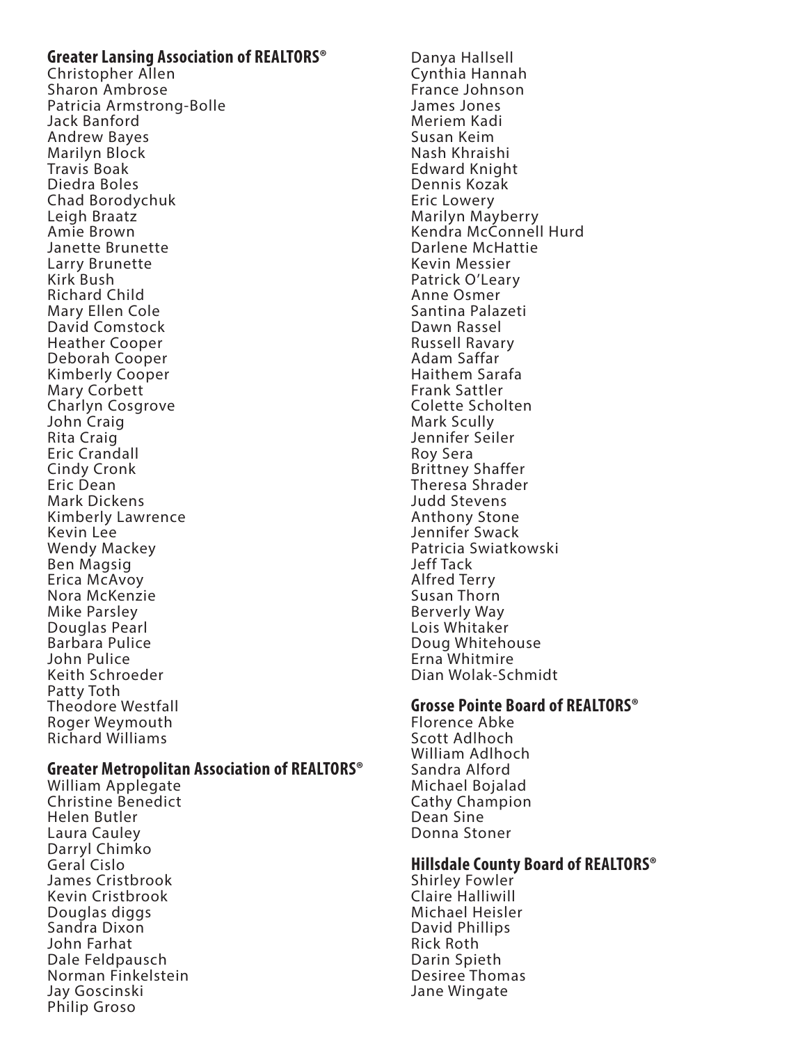## Greater Lansing Association of REALTORS®

Christopher Allen
Sharon Ambrose
Patricia Armstrong-Bolle
Jack Banford
Andrew Bayes
Marilyn Block
Travis Boak
Diedra Boles
Chad Borodychuk
Leigh Braatz
Amie Brown
Janette Brunette
Larry Brunette
Kirk Bush
Richard Child
Mary Ellen Cole
David Comstock
Heather Cooper
Deborah Cooper
Kimberly Cooper
Mary Corbett
Charlyn Cosgrove
John Craig
Rita Craig
Eric Crandall
Cindy Cronk
Eric Dean
Mark Dickens
Kimberly Lawrence
Kevin Lee
Wendy Mackey
Ben Magsig
Erica McAvoy
Nora McKenzie
Mike Parsley
Douglas Pearl
Barbara Pulice
John Pulice
Keith Schroeder
Patty Toth
Theodore Westfall
Roger Weymouth
Richard Williams

## Greater Metropolitan Association of REALTORS®

William Applegate
Christine Benedict
Helen Butler
Laura Cauley
Darryl Chimko
Geral Cislo
James Cristbrook
Kevin Cristbrook
Douglas diggs
Sandra Dixon
John Farhat
Dale Feldpausch
Norman Finkelstein
Jay Goscinski
Philip Groso
Danya Hallsell
Cynthia Hannah
France Johnson
James Jones
Meriem Kadi
Susan Keim
Nash Khraishi
Edward Knight
Dennis Kozak
Eric Lowery
Marilyn Mayberry
Kendra McConnell Hurd
Darlene McHattie
Kevin Messier
Patrick O'Leary
Anne Osmer
Santina Palazeti
Dawn Rassel
Russell Ravary
Adam Saffar
Haithem Sarafa
Frank Sattler
Colette Scholten
Mark Scully
Jennifer Seiler
Roy Sera
Brittney Shaffer
Theresa Shrader
Judd Stevens
Anthony Stone
Jennifer Swack
Patricia Swiatkowski
Jeff Tack
Alfred Terry
Susan Thorn
Berverly Way
Lois Whitaker
Doug Whitehouse
Erna Whitmire
Dian Wolak-Schmidt

## Grosse Pointe Board of REALTORS®

Florence Abke
Scott Adlhoch
William Adlhoch
Sandra Alford
Michael Bojalad
Cathy Champion
Dean Sine
Donna Stoner

## Hillsdale County Board of REALTORS®

Shirley Fowler
Claire Halliwill
Michael Heisler
David Phillips
Rick Roth
Darin Spieth
Desiree Thomas
Jane Wingate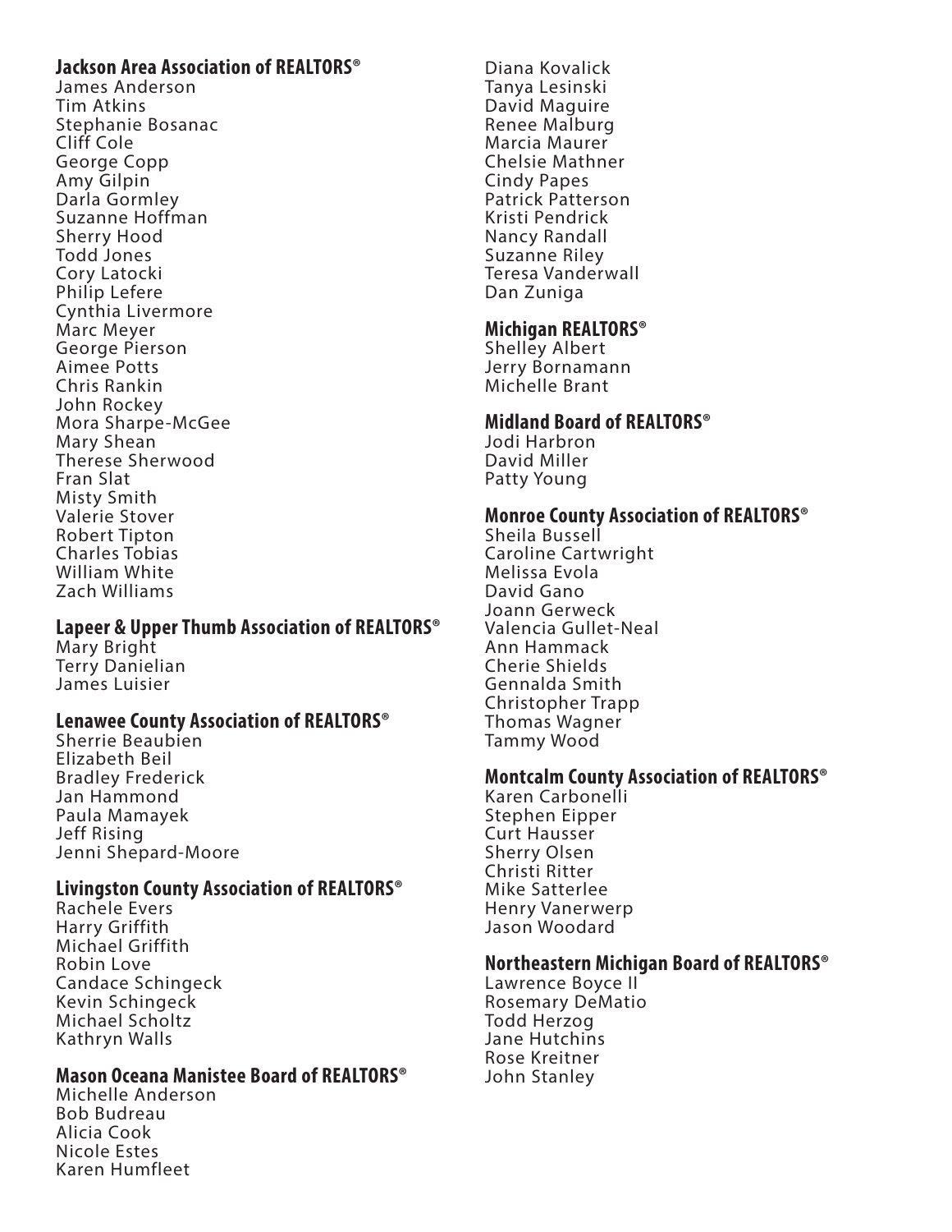### Jackson Area Association of REALTORS®

James Anderson
Tim Atkins
Stephanie Bosanac
Cliff Cole
George Copp
Amy Gilpin
Darla Gormley
Suzanne Hoffman
Sherry Hood
Todd Jones
Cory Latocki
Philip Lefere
Cynthia Livermore
Marc Meyer
George Pierson
Aimee Potts
Chris Rankin
John Rockey
Mora Sharpe-McGee
Mary Shean
Therese Sherwood
Fran Slat
Misty Smith
Valerie Stover
Robert Tipton
Charles Tobias
William White
Zach Williams

### Lapeer & Upper Thumb Association of REALTORS®

Mary Bright
Terry Danielian
James Luisier

### Lenawee County Association of REALTORS®

Sherrie Beaubien
Elizabeth Beil
Bradley Frederick
Jan Hammond
Paula Mamayek
Jeff Rising
Jenni Shepard-Moore

### Livingston County Association of REALTORS®

Rachele Evers
Harry Griffith
Michael Griffith
Robin Love
Candace Schingeck
Kevin Schingeck
Michael Scholtz
Kathryn Walls

### Mason Oceana Manistee Board of REALTORS®

Michelle Anderson
Bob Budreau
Alicia Cook
Nicole Estes
Karen Humfleet
Diana Kovalick
Tanya Lesinski
David Maguire
Renee Malburg
Marcia Maurer
Chelsie Mathner
Cindy Papes
Patrick Patterson
Kristi Pendrick
Nancy Randall
Suzanne Riley
Teresa Vanderwall
Dan Zuniga

### Michigan REALTORS®

Shelley Albert
Jerry Bornamann
Michelle Brant

### Midland Board of REALTORS®

Jodi Harbron
David Miller
Patty Young

### Monroe County Association of REALTORS®

Sheila Bussell
Caroline Cartwright
Melissa Evola
David Gano
Joann Gerweck
Valencia Gullet-Neal
Ann Hammack
Cherie Shields
Gennalda Smith
Christopher Trapp
Thomas Wagner
Tammy Wood

### Montcalm County Association of REALTORS®

Karen Carbonelli
Stephen Eipper
Curt Hausser
Sherry Olsen
Christi Ritter
Mike Satterlee
Henry Vanerwerp
Jason Woodard

### Northeastern Michigan Board of REALTORS®

Lawrence Boyce II
Rosemary DeMatio
Todd Herzog
Jane Hutchins
Rose Kreitner
John Stanley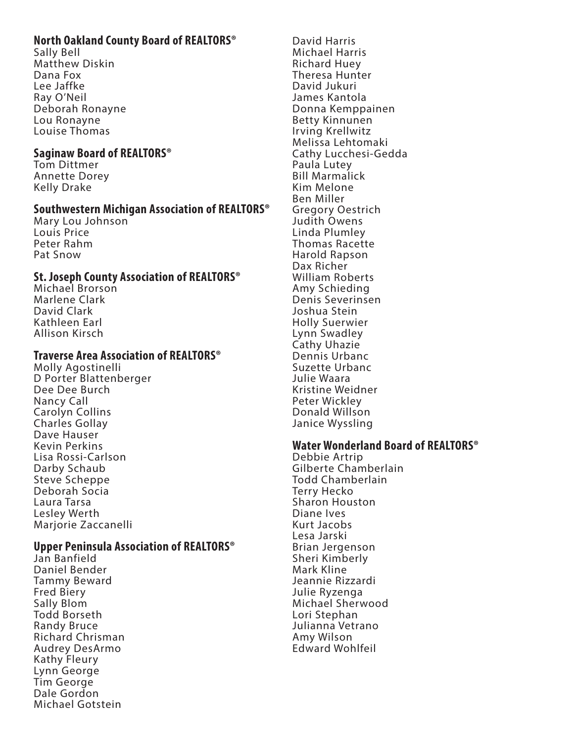## North Oakland County Board of REALTORS®

Sally Bell
Matthew Diskin
Dana Fox
Lee Jaffke
Ray O'Neil
Deborah Ronayne
Lou Ronayne
Louise Thomas

## Saginaw Board of REALTORS®

Tom Dittmer
Annette Dorey
Kelly Drake

## Southwestern Michigan Association of REALTORS®

Mary Lou Johnson
Louis Price
Peter Rahm
Pat Snow

## St. Joseph County Association of REALTORS®

Michael Brorson
Marlene Clark
David Clark
Kathleen Earl
Allison Kirsch

## Traverse Area Association of REALTORS®

Molly Agostinelli
D Porter Blattenberger
Dee Dee Burch
Nancy Call
Carolyn Collins
Charles Gollay
Dave Hauser
Kevin Perkins
Lisa Rossi-Carlson
Darby Schaub
Steve Scheppe
Deborah Socia
Laura Tarsa
Lesley Werth
Marjorie Zaccanelli

## Upper Peninsula Association of REALTORS®

Jan Banfield
Daniel Bender
Tammy Beward
Fred Biery
Sally Blom
Todd Borseth
Randy Bruce
Richard Chrisman
Audrey DesArmo
Kathy Fleury
Lynn George
Tim George
Dale Gordon
Michael Gotstein
David Harris
Michael Harris
Richard Huey
Theresa Hunter
David Jukuri
James Kantola
Donna Kemppainen
Betty Kinnunen
Irving Krellwitz
Melissa Lehtomaki
Cathy Lucchesi-Gedda
Paula Lutey
Bill Marmalick
Kim Melone
Ben Miller
Gregory Oestrich
Judith Owens
Linda Plumley
Thomas Racette
Harold Rapson
Dax Richer
William Roberts
Amy Schieding
Denis Severinsen
Joshua Stein
Holly Suerwier
Lynn Swadley
Cathy Uhazie
Dennis Urbanc
Suzette Urbanc
Julie Waara
Kristine Weidner
Peter Wickley
Donald Willson
Janice Wyssling

## Water Wonderland Board of REALTORS®

Debbie Artrip
Gilberte Chamberlain
Todd Chamberlain
Terry Hecko
Sharon Houston
Diane Ives
Kurt Jacobs
Lesa Jarski
Brian Jergenson
Sheri Kimberly
Mark Kline
Jeannie Rizzardi
Julie Ryzenga
Michael Sherwood
Lori Stephan
Julianna Vetrano
Amy Wilson
Edward Wohlfeil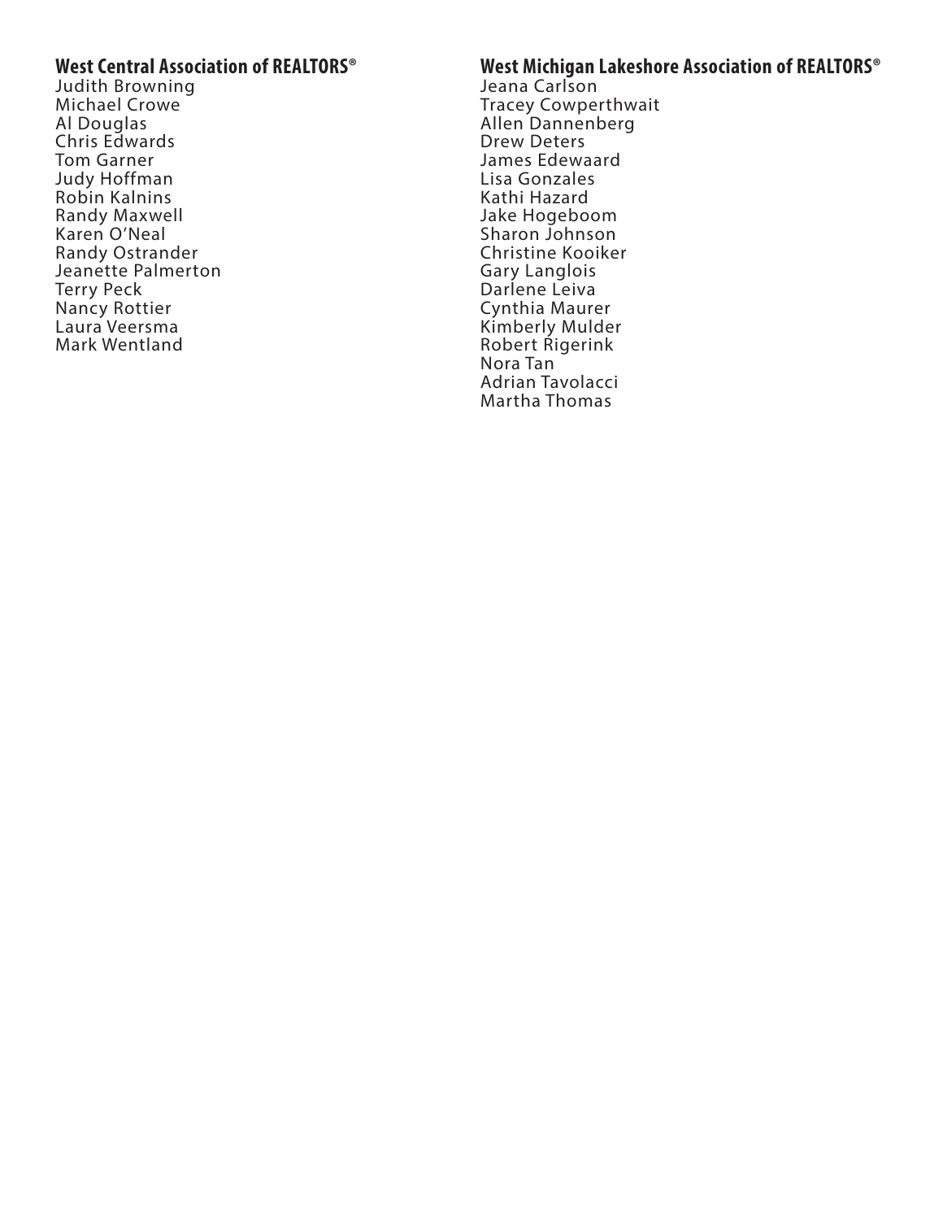**West Central Association of REALTORS®**

Judith Browning
Michael Crowe
Al Douglas
Chris Edwards
Tom Garner
Judy Hoffman
Robin Kalnins
Randy Maxwell
Karen O'Neal
Randy Ostrander
Jeanette Palmerton
Terry Peck
Nancy Rottier
Laura Veersma
Mark Wentland

**West Michigan Lakeshore Association of REALTORS®**

Jeana Carlson
Tracey Cowperthwait
Allen Dannenberg
Drew Deters
James Edewaard
Lisa Gonzales
Kathi Hazard
Jake Hogeboom
Sharon Johnson
Christine Kooiker
Gary Langlois
Darlene Leiva
Cynthia Maurer
Kimberly Mulder
Robert Rigerink
Nora Tan
Adrian Tavolacci
Martha Thomas